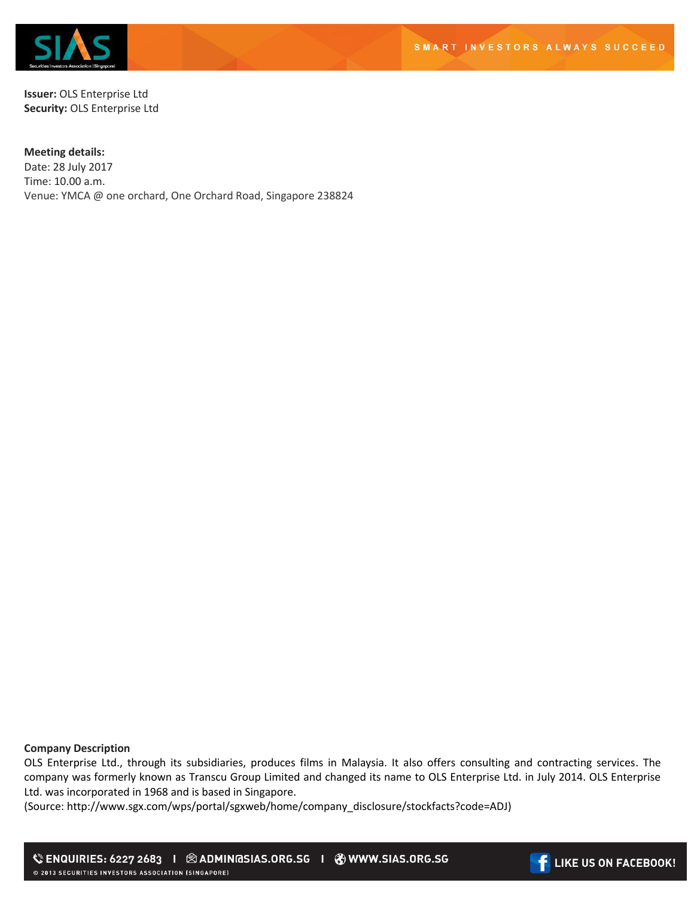**Issuer:** OLS Enterprise Ltd
**Security:** OLS Enterprise Ltd

**Meeting details:**
Date: 28 July 2017
Time: 10.00 a.m.
Venue: YMCA @ one orchard, One Orchard Road, Singapore 238824

**Company Description**

OLS Enterprise Ltd., through its subsidiaries, produces films in Malaysia. It also offers consulting and contracting services. The company was formerly known as Transcu Group Limited and changed its name to OLS Enterprise Ltd. in July 2014. OLS Enterprise Ltd. was incorporated in 1968 and is based in Singapore.
(Source: http://www.sgx.com/wps/portal/sgxweb/home/company_disclosure/stockfacts?code=ADJ)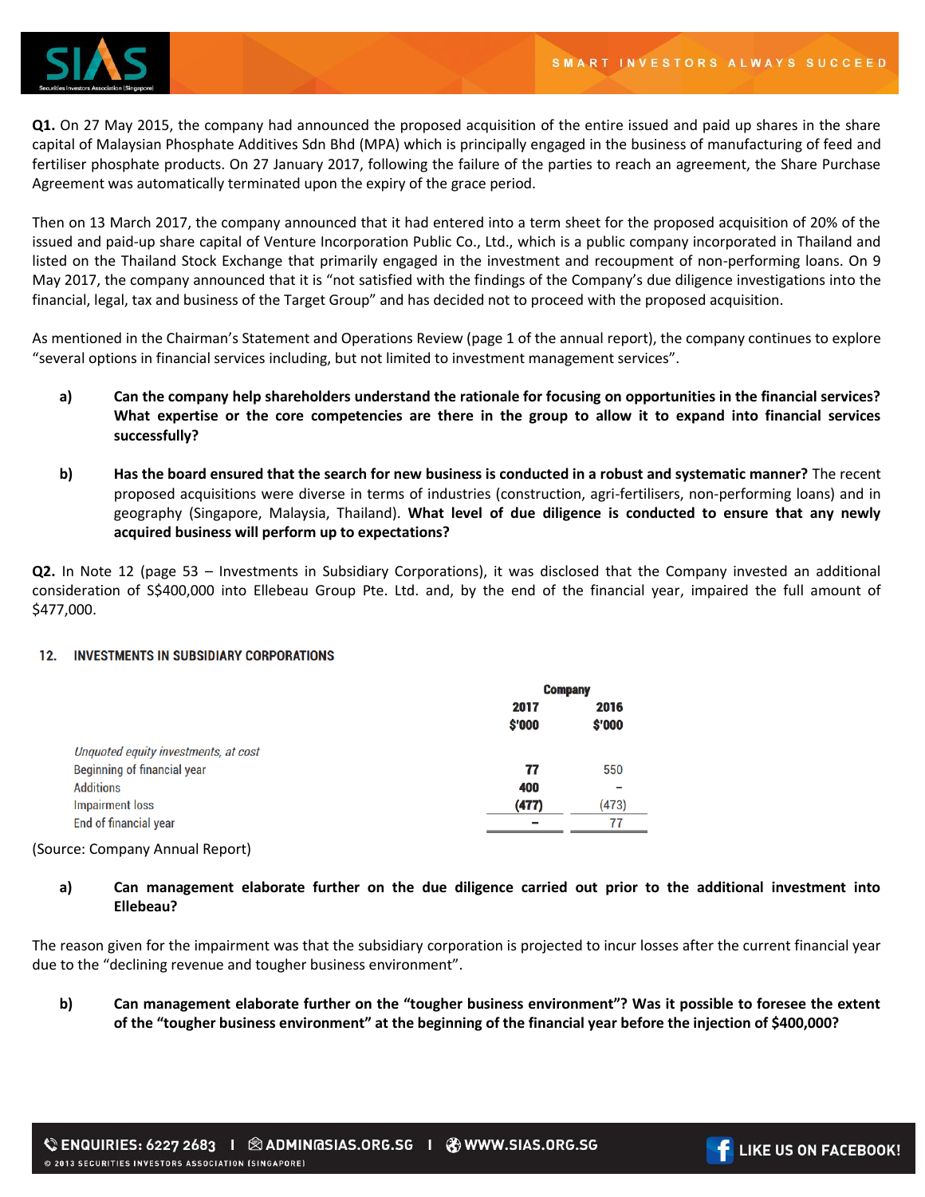**Q1.** On 27 May 2015, the company had announced the proposed acquisition of the entire issued and paid up shares in the share capital of Malaysian Phosphate Additives Sdn Bhd (MPA) which is principally engaged in the business of manufacturing of feed and fertiliser phosphate products. On 27 January 2017, following the failure of the parties to reach an agreement, the Share Purchase Agreement was automatically terminated upon the expiry of the grace period.

Then on 13 March 2017, the company announced that it had entered into a term sheet for the proposed acquisition of 20% of the issued and paid-up share capital of Venture Incorporation Public Co., Ltd., which is a public company incorporated in Thailand and listed on the Thailand Stock Exchange that primarily engaged in the investment and recoupment of non-performing loans. On 9 May 2017, the company announced that it is "not satisfied with the findings of the Company's due diligence investigations into the financial, legal, tax and business of the Target Group" and has decided not to proceed with the proposed acquisition.

As mentioned in the Chairman's Statement and Operations Review (page 1 of the annual report), the company continues to explore "several options in financial services including, but not limited to investment management services".

a) **Can the company help shareholders understand the rationale for focusing on opportunities in the financial services? What expertise or the core competencies are there in the group to allow it to expand into financial services successfully?**

b) **Has the board ensured that the search for new business is conducted in a robust and systematic manner?** The recent proposed acquisitions were diverse in terms of industries (construction, agri-fertilisers, non-performing loans) and in geography (Singapore, Malaysia, Thailand). **What level of due diligence is conducted to ensure that any newly acquired business will perform up to expectations?**

**Q2.** In Note 12 (page 53 – Investments in Subsidiary Corporations), it was disclosed that the Company invested an additional consideration of S$400,000 into Ellebeau Group Pte. Ltd. and, by the end of the financial year, impaired the full amount of $477,000.

**12. INVESTMENTS IN SUBSIDIARY CORPORATIONS**

| | Company | |
|---|---|---|
| | **2017** | **2016** |
| | **$'000** | **$'000** |
| *Unquoted equity investments, at cost* | | |
| Beginning of financial year | **77** | 550 |
| Additions | **400** | – |
| Impairment loss | **(477)** | (473) |
| End of financial year | **–** | 77 |

(Source: Company Annual Report)

a) **Can management elaborate further on the due diligence carried out prior to the additional investment into Ellebeau?**

The reason given for the impairment was that the subsidiary corporation is projected to incur losses after the current financial year due to the "declining revenue and tougher business environment".

b) **Can management elaborate further on the "tougher business environment"? Was it possible to foresee the extent of the "tougher business environment" at the beginning of the financial year before the injection of $400,000?**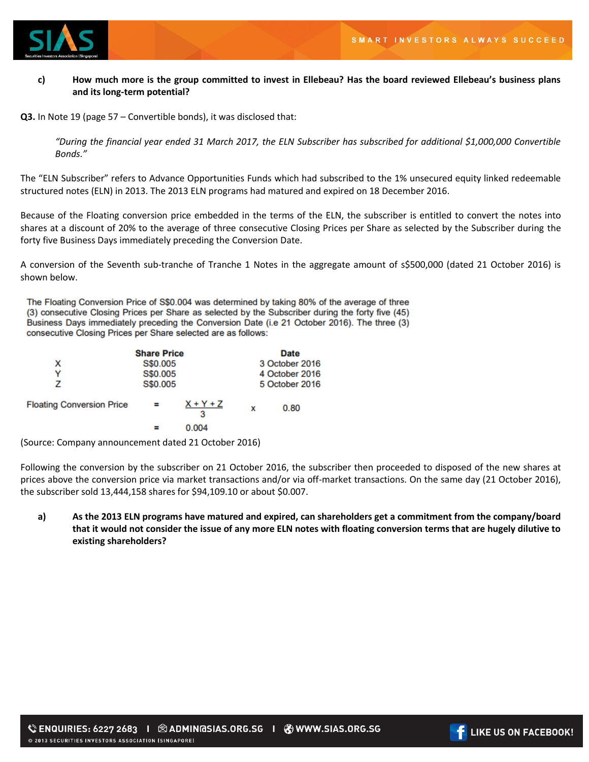**c) How much more is the group committed to invest in Ellebeau? Has the board reviewed Ellebeau's business plans and its long-term potential?**

**Q3.** In Note 19 (page 57 – Convertible bonds), it was disclosed that:

> *"During the financial year ended 31 March 2017, the ELN Subscriber has subscribed for additional $1,000,000 Convertible Bonds."*

The "ELN Subscriber" refers to Advance Opportunities Funds which had subscribed to the 1% unsecured equity linked redeemable structured notes (ELN) in 2013. The 2013 ELN programs had matured and expired on 18 December 2016.

Because of the Floating conversion price embedded in the terms of the ELN, the subscriber is entitled to convert the notes into shares at a discount of 20% to the average of three consecutive Closing Prices per Share as selected by the Subscriber during the forty five Business Days immediately preceding the Conversion Date.

A conversion of the Seventh sub-tranche of Tranche 1 Notes in the aggregate amount of s$500,000 (dated 21 October 2016) is shown below.

The Floating Conversion Price of S$0.004 was determined by taking 80% of the average of three (3) consecutive Closing Prices per Share as selected by the Subscriber during the forty five (45) Business Days immediately preceding the Conversion Date (i.e 21 October 2016). The three (3) consecutive Closing Prices per Share selected are as follows:

| | Share Price | Date |
|---|---|---|
| X | S$0.005 | 3 October 2016 |
| Y | S$0.005 | 4 October 2016 |
| Z | S$0.005 | 5 October 2016 |

$$\text{Floating Conversion Price} = \frac{X + Y + Z}{3} \times 0.80$$

$$= 0.004$$

(Source: Company announcement dated 21 October 2016)

Following the conversion by the subscriber on 21 October 2016, the subscriber then proceeded to disposed of the new shares at prices above the conversion price via market transactions and/or via off-market transactions. On the same day (21 October 2016), the subscriber sold 13,444,158 shares for $94,109.10 or about $0.007.

**a) As the 2013 ELN programs have matured and expired, can shareholders get a commitment from the company/board that it would not consider the issue of any more ELN notes with floating conversion terms that are hugely dilutive to existing shareholders?**